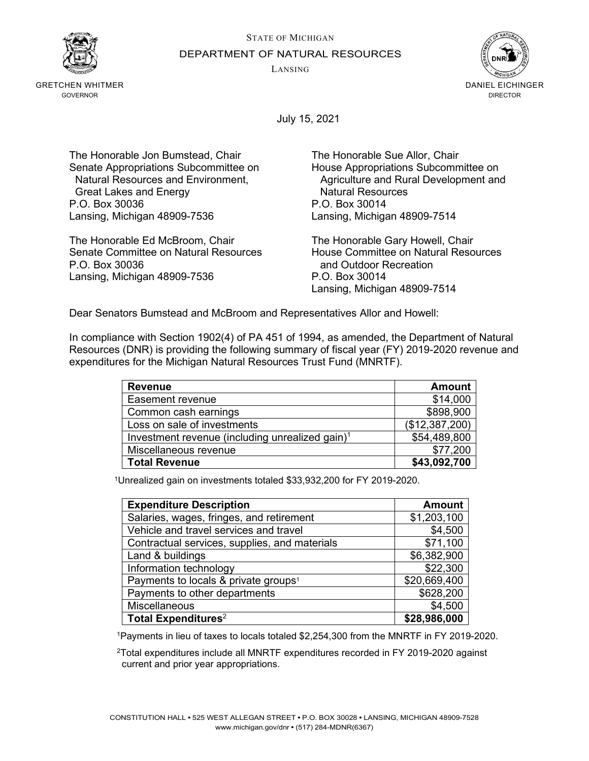STATE OF MICHIGAN
DEPARTMENT OF NATURAL RESOURCES
LANSING

GRETCHEN WHITMER
GOVERNOR

DANIEL EICHINGER
DIRECTOR

July 15, 2021

The Honorable Jon Bumstead, Chair
Senate Appropriations Subcommittee on
Natural Resources and Environment,
Great Lakes and Energy
P.O. Box 30036
Lansing, Michigan 48909-7536

The Honorable Sue Allor, Chair
House Appropriations Subcommittee on
Agriculture and Rural Development and
Natural Resources
P.O. Box 30014
Lansing, Michigan 48909-7514

The Honorable Ed McBroom, Chair
Senate Committee on Natural Resources
P.O. Box 30036
Lansing, Michigan 48909-7536

The Honorable Gary Howell, Chair
House Committee on Natural Resources
and Outdoor Recreation
P.O. Box 30014
Lansing, Michigan 48909-7514

Dear Senators Bumstead and McBroom and Representatives Allor and Howell:

In compliance with Section 1902(4) of PA 451 of 1994, as amended, the Department of Natural Resources (DNR) is providing the following summary of fiscal year (FY) 2019-2020 revenue and expenditures for the Michigan Natural Resources Trust Fund (MNRTF).

| **Revenue** | **Amount** |
|---|---:|
| Easement revenue | $14,000 |
| Common cash earnings | $898,900 |
| Loss on sale of investments | ($12,387,200) |
| Investment revenue (including unrealized gain)[1] | $54,489,800 |
| Miscellaneous revenue | $77,200 |
| **Total Revenue** | **$43,092,700** |

[1]Unrealized gain on investments totaled $33,932,200 for FY 2019-2020.

| **Expenditure Description** | **Amount** |
|---|---:|
| Salaries, wages, fringes, and retirement | $1,203,100 |
| Vehicle and travel services and travel | $4,500 |
| Contractual services, supplies, and materials | $71,100 |
| Land & buildings | $6,382,900 |
| Information technology | $22,300 |
| Payments to locals & private groups[1] | $20,669,400 |
| Payments to other departments | $628,200 |
| Miscellaneous | $4,500 |
| **Total Expenditures**[2] | **$28,986,000** |

[1]Payments in lieu of taxes to locals totaled $2,254,300 from the MNRTF in FY 2019-2020.

[2]Total expenditures include all MNRTF expenditures recorded in FY 2019-2020 against current and prior year appropriations.

CONSTITUTION HALL • 525 WEST ALLEGAN STREET • P.O. BOX 30028 • LANSING, MICHIGAN 48909-7528
www.michigan.gov/dnr • (517) 284-MDNR(6367)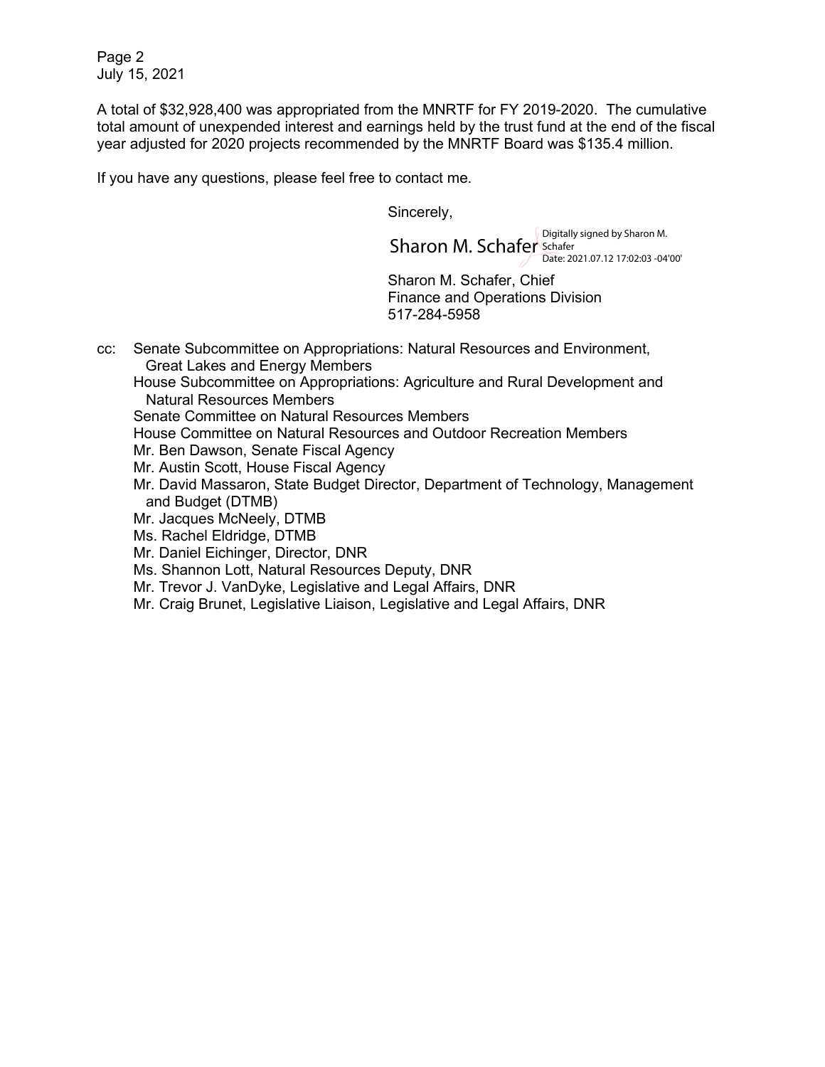A total of $32,928,400 was appropriated from the MNRTF for FY 2019-2020. The cumulative total amount of unexpended interest and earnings held by the trust fund at the end of the fiscal year adjusted for 2020 projects recommended by the MNRTF Board was $135.4 million.

If you have any questions, please feel free to contact me.

Sincerely,

Sharon M. Schafer
Digitally signed by Sharon M. Schafer
Date: 2021.07.12 17:02:03 -04'00'

Sharon M. Schafer, Chief
Finance and Operations Division
517-284-5958

cc: Senate Subcommittee on Appropriations: Natural Resources and Environment, Great Lakes and Energy Members
House Subcommittee on Appropriations: Agriculture and Rural Development and Natural Resources Members
Senate Committee on Natural Resources Members
House Committee on Natural Resources and Outdoor Recreation Members
Mr. Ben Dawson, Senate Fiscal Agency
Mr. Austin Scott, House Fiscal Agency
Mr. David Massaron, State Budget Director, Department of Technology, Management and Budget (DTMB)
Mr. Jacques McNeely, DTMB
Ms. Rachel Eldridge, DTMB
Mr. Daniel Eichinger, Director, DNR
Ms. Shannon Lott, Natural Resources Deputy, DNR
Mr. Trevor J. VanDyke, Legislative and Legal Affairs, DNR
Mr. Craig Brunet, Legislative Liaison, Legislative and Legal Affairs, DNR